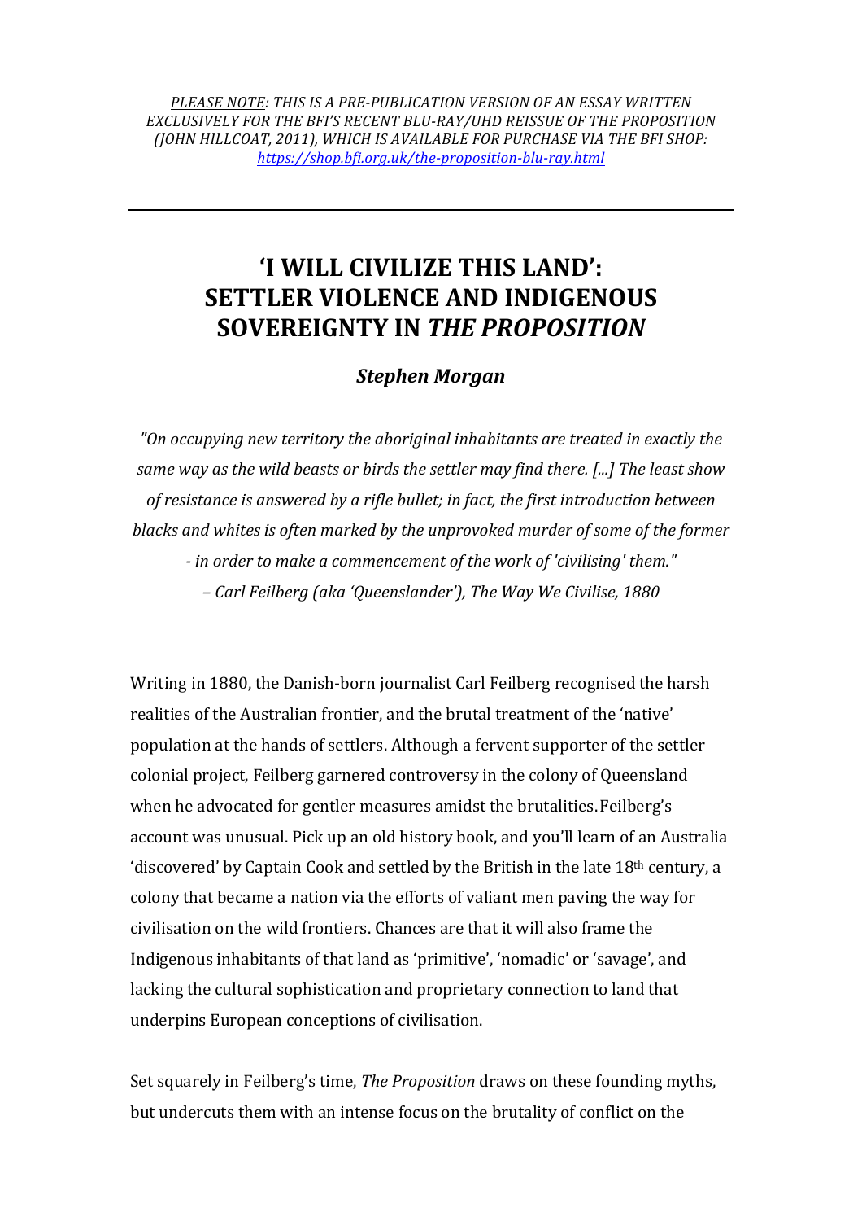*PLEASE NOTE: THIS IS A PRE-PUBLICATION VERSION OF AN ESSAY WRITTEN EXCLUSIVELY FOR THE BFI'S RECENT BLU-RAY/UHD REISSUE OF THE PROPOSITION (JOHN HILLCOAT, 2011), WHICH IS AVAILABLE FOR PURCHASE VIA THE BFI SHOP: https://shop.bfi.org.uk/the-proposition-blu-ray.html*

---

# 'I WILL CIVILIZE THIS LAND': SETTLER VIOLENCE AND INDIGENOUS SOVEREIGNTY IN *THE PROPOSITION*

***Stephen Morgan***

*"On occupying new territory the aboriginal inhabitants are treated in exactly the same way as the wild beasts or birds the settler may find there. [...] The least show of resistance is answered by a rifle bullet; in fact, the first introduction between blacks and whites is often marked by the unprovoked murder of some of the former - in order to make a commencement of the work of 'civilising' them."*
*– Carl Feilberg (aka 'Queenslander'), The Way We Civilise, 1880*

Writing in 1880, the Danish-born journalist Carl Feilberg recognised the harsh realities of the Australian frontier, and the brutal treatment of the 'native' population at the hands of settlers. Although a fervent supporter of the settler colonial project, Feilberg garnered controversy in the colony of Queensland when he advocated for gentler measures amidst the brutalities. Feilberg's account was unusual. Pick up an old history book, and you'll learn of an Australia 'discovered' by Captain Cook and settled by the British in the late 18th century, a colony that became a nation via the efforts of valiant men paving the way for civilisation on the wild frontiers. Chances are that it will also frame the Indigenous inhabitants of that land as 'primitive', 'nomadic' or 'savage', and lacking the cultural sophistication and proprietary connection to land that underpins European conceptions of civilisation.

Set squarely in Feilberg's time, *The Proposition* draws on these founding myths, but undercuts them with an intense focus on the brutality of conflict on the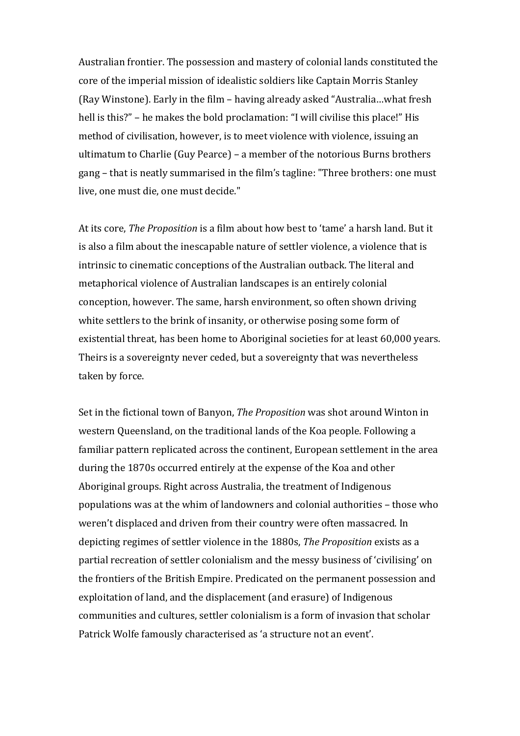Australian frontier. The possession and mastery of colonial lands constituted the core of the imperial mission of idealistic soldiers like Captain Morris Stanley (Ray Winstone). Early in the film – having already asked "Australia…what fresh hell is this?" – he makes the bold proclamation: "I will civilise this place!" His method of civilisation, however, is to meet violence with violence, issuing an ultimatum to Charlie (Guy Pearce) – a member of the notorious Burns brothers gang – that is neatly summarised in the film's tagline: "Three brothers: one must live, one must die, one must decide."

At its core, *The Proposition* is a film about how best to 'tame' a harsh land. But it is also a film about the inescapable nature of settler violence, a violence that is intrinsic to cinematic conceptions of the Australian outback. The literal and metaphorical violence of Australian landscapes is an entirely colonial conception, however. The same, harsh environment, so often shown driving white settlers to the brink of insanity, or otherwise posing some form of existential threat, has been home to Aboriginal societies for at least 60,000 years. Theirs is a sovereignty never ceded, but a sovereignty that was nevertheless taken by force.

Set in the fictional town of Banyon, *The Proposition* was shot around Winton in western Queensland, on the traditional lands of the Koa people. Following a familiar pattern replicated across the continent, European settlement in the area during the 1870s occurred entirely at the expense of the Koa and other Aboriginal groups. Right across Australia, the treatment of Indigenous populations was at the whim of landowners and colonial authorities – those who weren't displaced and driven from their country were often massacred. In depicting regimes of settler violence in the 1880s, *The Proposition* exists as a partial recreation of settler colonialism and the messy business of 'civilising' on the frontiers of the British Empire. Predicated on the permanent possession and exploitation of land, and the displacement (and erasure) of Indigenous communities and cultures, settler colonialism is a form of invasion that scholar Patrick Wolfe famously characterised as 'a structure not an event'.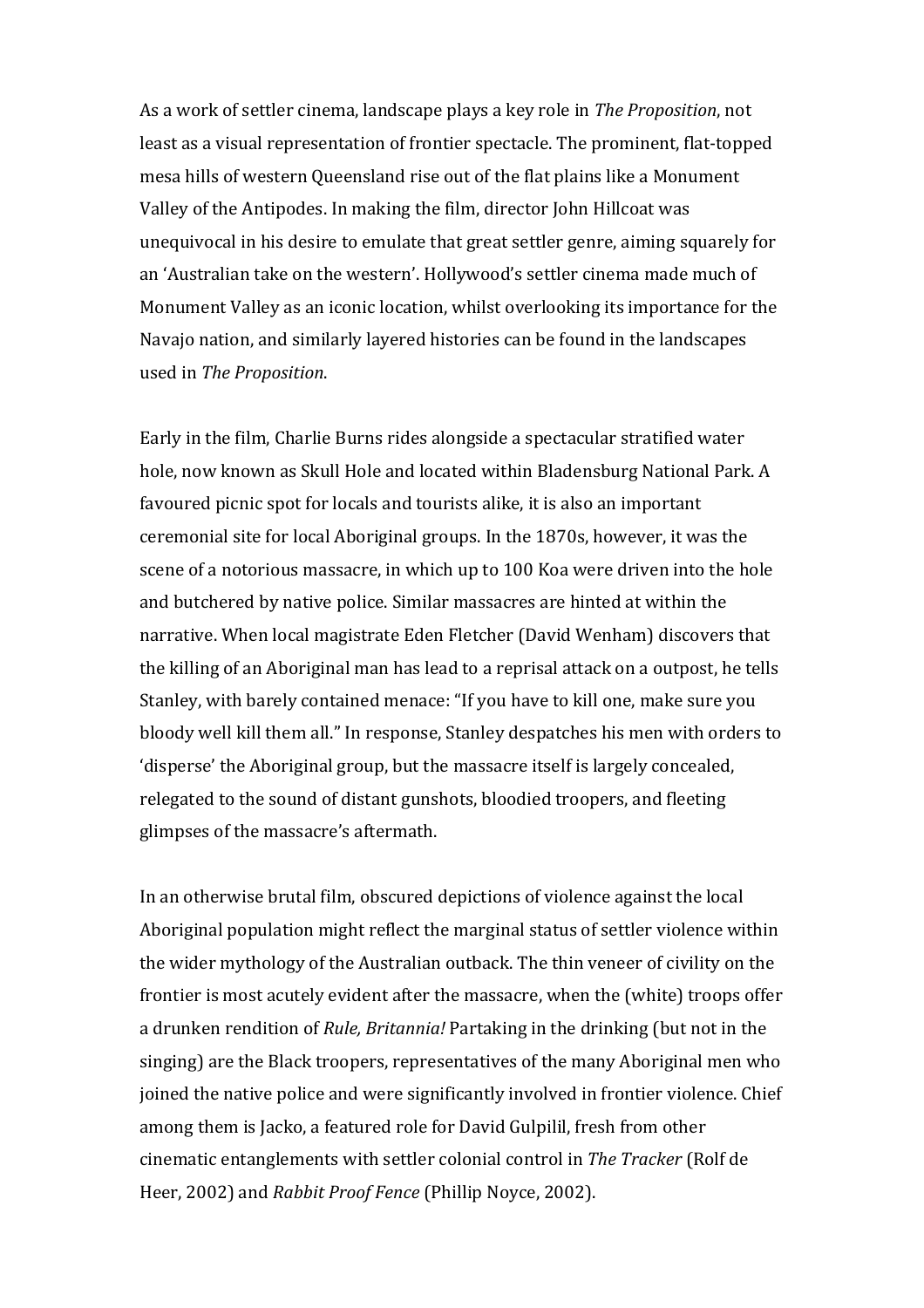As a work of settler cinema, landscape plays a key role in *The Proposition*, not least as a visual representation of frontier spectacle. The prominent, flat-topped mesa hills of western Queensland rise out of the flat plains like a Monument Valley of the Antipodes. In making the film, director John Hillcoat was unequivocal in his desire to emulate that great settler genre, aiming squarely for an 'Australian take on the western'. Hollywood's settler cinema made much of Monument Valley as an iconic location, whilst overlooking its importance for the Navajo nation, and similarly layered histories can be found in the landscapes used in *The Proposition*.

Early in the film, Charlie Burns rides alongside a spectacular stratified water hole, now known as Skull Hole and located within Bladensburg National Park. A favoured picnic spot for locals and tourists alike, it is also an important ceremonial site for local Aboriginal groups. In the 1870s, however, it was the scene of a notorious massacre, in which up to 100 Koa were driven into the hole and butchered by native police. Similar massacres are hinted at within the narrative. When local magistrate Eden Fletcher (David Wenham) discovers that the killing of an Aboriginal man has lead to a reprisal attack on a outpost, he tells Stanley, with barely contained menace: "If you have to kill one, make sure you bloody well kill them all." In response, Stanley despatches his men with orders to 'disperse' the Aboriginal group, but the massacre itself is largely concealed, relegated to the sound of distant gunshots, bloodied troopers, and fleeting glimpses of the massacre's aftermath.

In an otherwise brutal film, obscured depictions of violence against the local Aboriginal population might reflect the marginal status of settler violence within the wider mythology of the Australian outback. The thin veneer of civility on the frontier is most acutely evident after the massacre, when the (white) troops offer a drunken rendition of *Rule, Britannia!* Partaking in the drinking (but not in the singing) are the Black troopers, representatives of the many Aboriginal men who joined the native police and were significantly involved in frontier violence. Chief among them is Jacko, a featured role for David Gulpilil, fresh from other cinematic entanglements with settler colonial control in *The Tracker* (Rolf de Heer, 2002) and *Rabbit Proof Fence* (Phillip Noyce, 2002).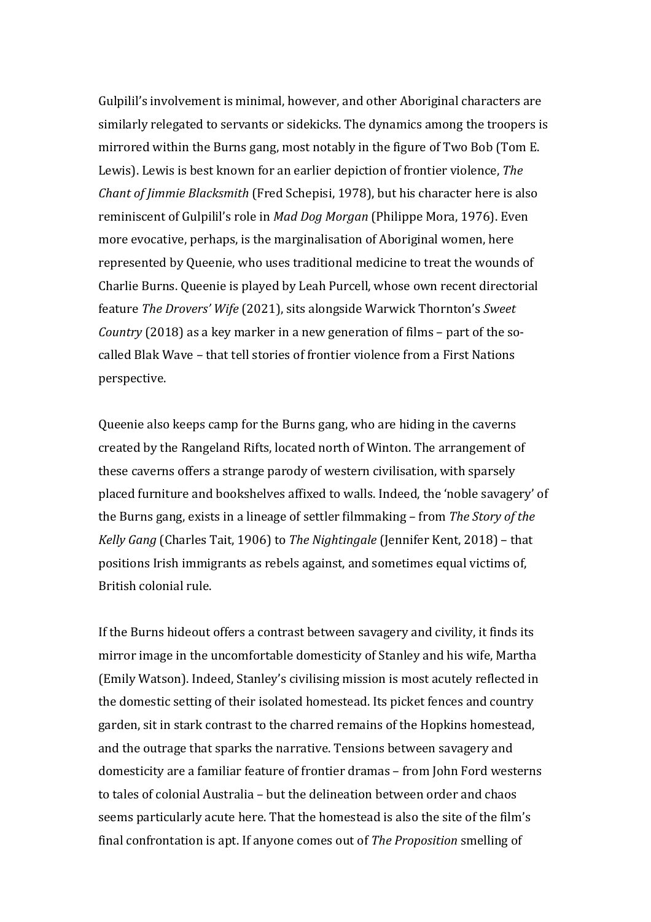Gulpilil's involvement is minimal, however, and other Aboriginal characters are similarly relegated to servants or sidekicks. The dynamics among the troopers is mirrored within the Burns gang, most notably in the figure of Two Bob (Tom E. Lewis). Lewis is best known for an earlier depiction of frontier violence, *The Chant of Jimmie Blacksmith* (Fred Schepisi, 1978), but his character here is also reminiscent of Gulpilil's role in *Mad Dog Morgan* (Philippe Mora, 1976). Even more evocative, perhaps, is the marginalisation of Aboriginal women, here represented by Queenie, who uses traditional medicine to treat the wounds of Charlie Burns. Queenie is played by Leah Purcell, whose own recent directorial feature *The Drovers' Wife* (2021), sits alongside Warwick Thornton's *Sweet Country* (2018) as a key marker in a new generation of films – part of the so-called Blak Wave – that tell stories of frontier violence from a First Nations perspective.

Queenie also keeps camp for the Burns gang, who are hiding in the caverns created by the Rangeland Rifts, located north of Winton. The arrangement of these caverns offers a strange parody of western civilisation, with sparsely placed furniture and bookshelves affixed to walls. Indeed, the 'noble savagery' of the Burns gang, exists in a lineage of settler filmmaking – from *The Story of the Kelly Gang* (Charles Tait, 1906) to *The Nightingale* (Jennifer Kent, 2018) – that positions Irish immigrants as rebels against, and sometimes equal victims of, British colonial rule.

If the Burns hideout offers a contrast between savagery and civility, it finds its mirror image in the uncomfortable domesticity of Stanley and his wife, Martha (Emily Watson). Indeed, Stanley's civilising mission is most acutely reflected in the domestic setting of their isolated homestead. Its picket fences and country garden, sit in stark contrast to the charred remains of the Hopkins homestead, and the outrage that sparks the narrative. Tensions between savagery and domesticity are a familiar feature of frontier dramas – from John Ford westerns to tales of colonial Australia – but the delineation between order and chaos seems particularly acute here. That the homestead is also the site of the film's final confrontation is apt. If anyone comes out of *The Proposition* smelling of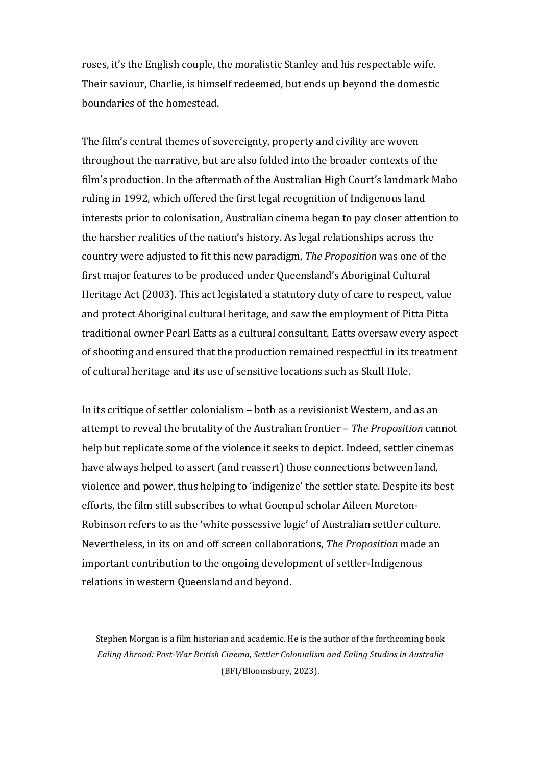roses, it's the English couple, the moralistic Stanley and his respectable wife. Their saviour, Charlie, is himself redeemed, but ends up beyond the domestic boundaries of the homestead.

The film's central themes of sovereignty, property and civility are woven throughout the narrative, but are also folded into the broader contexts of the film's production. In the aftermath of the Australian High Court's landmark Mabo ruling in 1992, which offered the first legal recognition of Indigenous land interests prior to colonisation, Australian cinema began to pay closer attention to the harsher realities of the nation's history. As legal relationships across the country were adjusted to fit this new paradigm, *The Proposition* was one of the first major features to be produced under Queensland's Aboriginal Cultural Heritage Act (2003). This act legislated a statutory duty of care to respect, value and protect Aboriginal cultural heritage, and saw the employment of Pitta Pitta traditional owner Pearl Eatts as a cultural consultant. Eatts oversaw every aspect of shooting and ensured that the production remained respectful in its treatment of cultural heritage and its use of sensitive locations such as Skull Hole.

In its critique of settler colonialism – both as a revisionist Western, and as an attempt to reveal the brutality of the Australian frontier – *The Proposition* cannot help but replicate some of the violence it seeks to depict. Indeed, settler cinemas have always helped to assert (and reassert) those connections between land, violence and power, thus helping to 'indigenize' the settler state. Despite its best efforts, the film still subscribes to what Goenpul scholar Aileen Moreton-Robinson refers to as the 'white possessive logic' of Australian settler culture. Nevertheless, in its on and off screen collaborations, *The Proposition* made an important contribution to the ongoing development of settler-Indigenous relations in western Queensland and beyond.

Stephen Morgan is a film historian and academic. He is the author of the forthcoming book *Ealing Abroad: Post-War British Cinema, Settler Colonialism and Ealing Studios in Australia* (BFI/Bloomsbury, 2023).